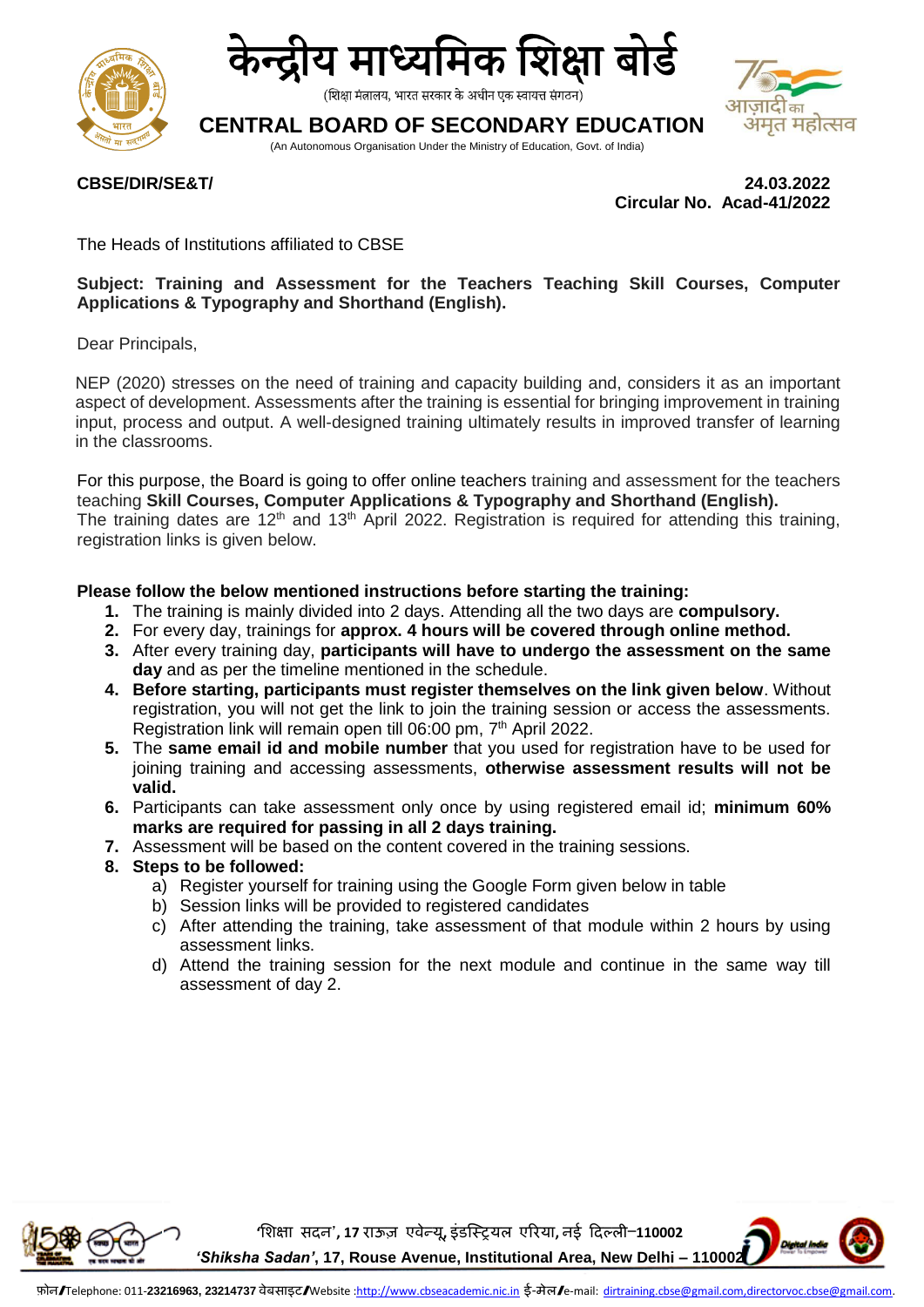# केन्द्रीय माध्यमिक शिक्षा बोर्ड

(शिक्षा मंत्रालय, भारत सरकार के अधीन एक स्वायत्त संगठन)

## CENTRAL BOARD OF SECONDARY EDUCATION

(An Autonomous Organisation Under the Ministry of Education, Govt. of India)

**CBSE/DIR/SE&T/**

**24.03.2022**

**Circular No. Acad-41/2022**

The Heads of Institutions affiliated to CBSE

**Subject: Training and Assessment for the Teachers Teaching Skill Courses, Computer Applications & Typography and Shorthand (English).**

Dear Principals,

NEP (2020) stresses on the need of training and capacity building and, considers it as an important aspect of development. Assessments after the training is essential for bringing improvement in training input, process and output. A well-designed training ultimately results in improved transfer of learning in the classrooms.

For this purpose, the Board is going to offer online teachers training and assessment for the teachers teaching **Skill Courses, Computer Applications & Typography and Shorthand (English).** The training dates are 12th and 13th April 2022. Registration is required for attending this training, registration links is given below.

**Please follow the below mentioned instructions before starting the training:**

1. The training is mainly divided into 2 days. Attending all the two days are **compulsory.**
2. For every day, trainings for **approx. 4 hours will be covered through online method.**
3. After every training day, **participants will have to undergo the assessment on the same day** and as per the timeline mentioned in the schedule.
4. **Before starting, participants must register themselves on the link given below**. Without registration, you will not get the link to join the training session or access the assessments. Registration link will remain open till 06:00 pm, 7th April 2022.
5. The **same email id and mobile number** that you used for registration have to be used for joining training and accessing assessments, **otherwise assessment results will not be valid.**
6. Participants can take assessment only once by using registered email id; **minimum 60% marks are required for passing in all 2 days training.**
7. Assessment will be based on the content covered in the training sessions.
8. **Steps to be followed:**
   a) Register yourself for training using the Google Form given below in table
   b) Session links will be provided to registered candidates
   c) After attending the training, take assessment of that module within 2 hours by using assessment links.
   d) Attend the training session for the next module and continue in the same way till assessment of day 2.

'शिक्षा सदन', 17 राऊज़ एवेन्यू, इंडस्ट्रियल एरिया, नई दिल्ली–110002

*'Shiksha Sadan'*, 17, Rouse Avenue, Institutional Area, New Delhi – 110002

फ़ोन/Telephone: 011-23216963, 23214737 वेबसाइट/Website :http://www.cbseacademic.nic.in ई-मेल/e-mail: dirtraining.cbse@gmail.com,directorvoc.cbse@gmail.com.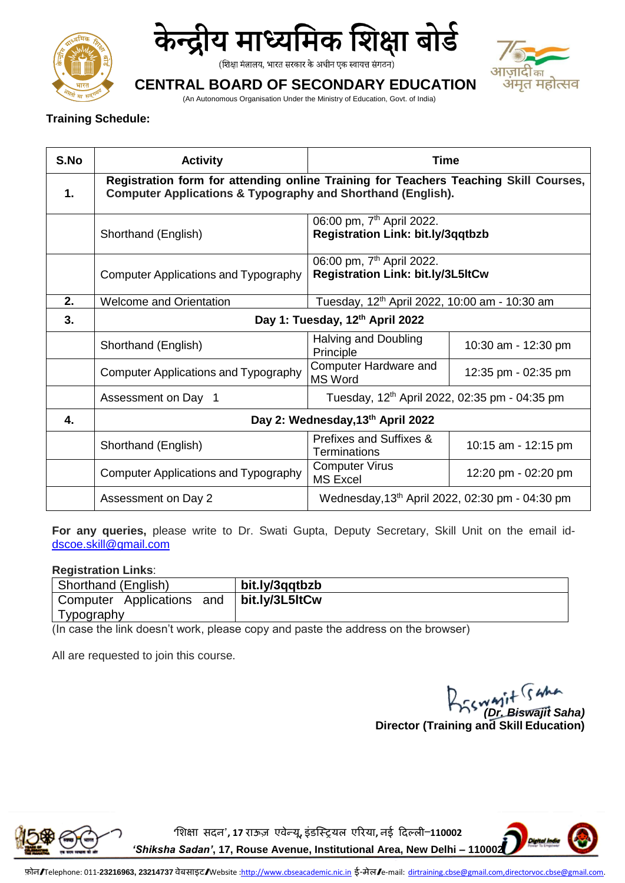**Training Schedule:**

| S.No | Activity | Time | |
|---|---|---|---|
| 1. | Registration form for attending online Training for Teachers Teaching Skill Courses, Computer Applications & Typography and Shorthand (English). | | |
| | Shorthand (English) | 06:00 pm, 7th April 2022. **Registration Link: bit.ly/3qqtbzb** | |
| | Computer Applications and Typography | 06:00 pm, 7th April 2022. **Registration Link: bit.ly/3L5ltCw** | |
| 2. | Welcome and Orientation | Tuesday, 12th April 2022, 10:00 am - 10:30 am | |
| 3. | **Day 1: Tuesday, 12th April 2022** | | |
| | Shorthand (English) | Halving and Doubling Principle | 10:30 am - 12:30 pm |
| | Computer Applications and Typography | Computer Hardware and MS Word | 12:35 pm - 02:35 pm |
| | Assessment on Day 1 | Tuesday, 12th April 2022, 02:35 pm - 04:35 pm | |
| 4. | **Day 2: Wednesday,13th April 2022** | | |
| | Shorthand (English) | Prefixes and Suffixes & Terminations | 10:15 am - 12:15 pm |
| | Computer Applications and Typography | Computer Virus MS Excel | 12:20 pm - 02:20 pm |
| | Assessment on Day 2 | Wednesday,13th April 2022, 02:30 pm - 04:30 pm | |

**For any queries,** please write to Dr. Swati Gupta, Deputy Secretary, Skill Unit on the email id- dscoe.skill@gmail.com

**Registration Links**:

| | |
|---|---|
| Shorthand (English) | **bit.ly/3qqtbzb** |
| Computer Applications and Typography | **bit.ly/3L5ltCw** |

(In case the link doesn't work, please copy and paste the address on the browser)

All are requested to join this course.

***(Dr. Biswajit Saha)***
**Director (Training and Skill Education)**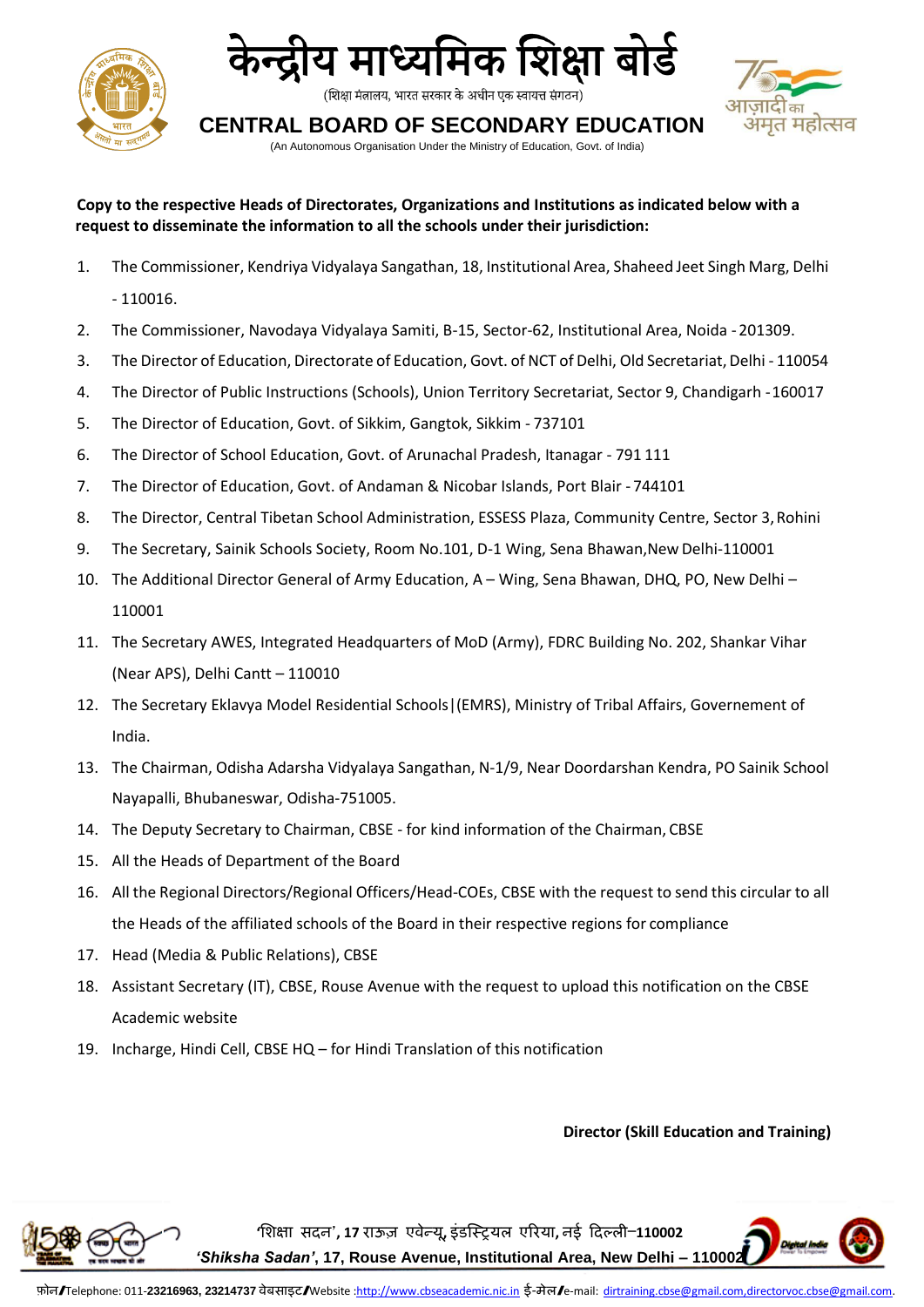**Copy to the respective Heads of Directorates, Organizations and Institutions as indicated below with a request to disseminate the information to all the schools under their jurisdiction:**

1. The Commissioner, Kendriya Vidyalaya Sangathan, 18, Institutional Area, Shaheed Jeet Singh Marg, Delhi - 110016.
2. The Commissioner, Navodaya Vidyalaya Samiti, B-15, Sector-62, Institutional Area, Noida - 201309.
3. The Director of Education, Directorate of Education, Govt. of NCT of Delhi, Old Secretariat, Delhi - 110054
4. The Director of Public Instructions (Schools), Union Territory Secretariat, Sector 9, Chandigarh -160017
5. The Director of Education, Govt. of Sikkim, Gangtok, Sikkim - 737101
6. The Director of School Education, Govt. of Arunachal Pradesh, Itanagar - 791 111
7. The Director of Education, Govt. of Andaman & Nicobar Islands, Port Blair - 744101
8. The Director, Central Tibetan School Administration, ESSESS Plaza, Community Centre, Sector 3, Rohini
9. The Secretary, Sainik Schools Society, Room No.101, D-1 Wing, Sena Bhawan,New Delhi-110001
10. The Additional Director General of Army Education, A – Wing, Sena Bhawan, DHQ, PO, New Delhi – 110001
11. The Secretary AWES, Integrated Headquarters of MoD (Army), FDRC Building No. 202, Shankar Vihar (Near APS), Delhi Cantt – 110010
12. The Secretary Eklavya Model Residential Schools|(EMRS), Ministry of Tribal Affairs, Governement of India.
13. The Chairman, Odisha Adarsha Vidyalaya Sangathan, N-1/9, Near Doordarshan Kendra, PO Sainik School Nayapalli, Bhubaneswar, Odisha-751005.
14. The Deputy Secretary to Chairman, CBSE - for kind information of the Chairman, CBSE
15. All the Heads of Department of the Board
16. All the Regional Directors/Regional Officers/Head-COEs, CBSE with the request to send this circular to all the Heads of the affiliated schools of the Board in their respective regions for compliance
17. Head (Media & Public Relations), CBSE
18. Assistant Secretary (IT), CBSE, Rouse Avenue with the request to upload this notification on the CBSE Academic website
19. Incharge, Hindi Cell, CBSE HQ – for Hindi Translation of this notification

**Director (Skill Education and Training)**